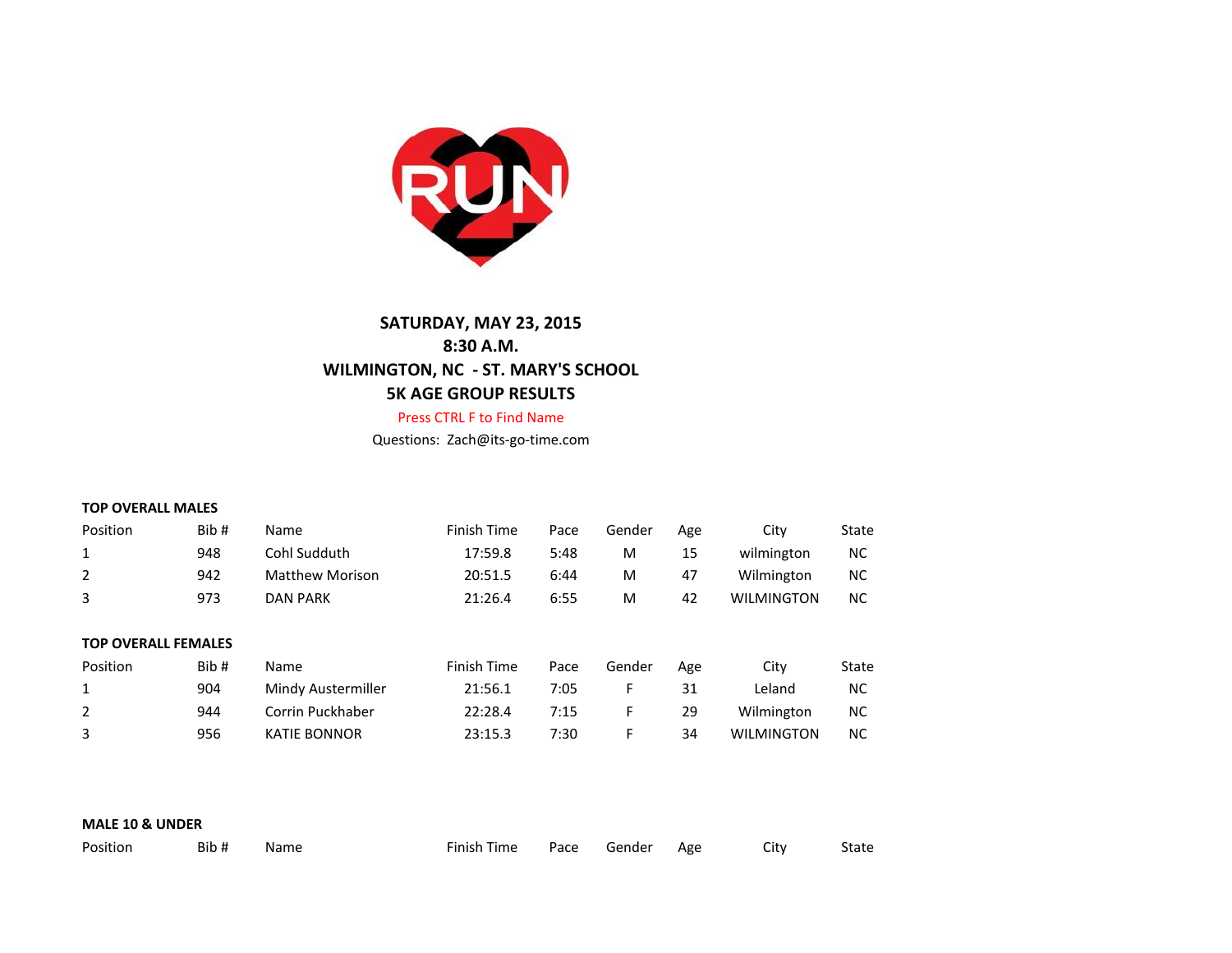**SATURDAY, MAY 23, 2015**
**8:30 A.M.**
**WILMINGTON, NC - ST. MARY'S SCHOOL**
**5K AGE GROUP RESULTS**

Press CTRL F to Find Name

Questions: Zach@its-go-time.com

### TOP OVERALL MALES

| Position | Bib # | Name | Finish Time | Pace | Gender | Age | City | State |
|---|---|---|---|---|---|---|---|---|
| 1 | 948 | Cohl Sudduth | 17:59.8 | 5:48 | M | 15 | wilmington | NC |
| 2 | 942 | Matthew Morison | 20:51.5 | 6:44 | M | 47 | Wilmington | NC |
| 3 | 973 | DAN PARK | 21:26.4 | 6:55 | M | 42 | WILMINGTON | NC |

### TOP OVERALL FEMALES

| Position | Bib # | Name | Finish Time | Pace | Gender | Age | City | State |
|---|---|---|---|---|---|---|---|---|
| 1 | 904 | Mindy Austermiller | 21:56.1 | 7:05 | F | 31 | Leland | NC |
| 2 | 944 | Corrin Puckhaber | 22:28.4 | 7:15 | F | 29 | Wilmington | NC |
| 3 | 956 | KATIE BONNOR | 23:15.3 | 7:30 | F | 34 | WILMINGTON | NC |

### MALE 10 & UNDER

| Position | Bib # | Name | Finish Time | Pace | Gender | Age | City | State |
|---|---|---|---|---|---|---|---|---|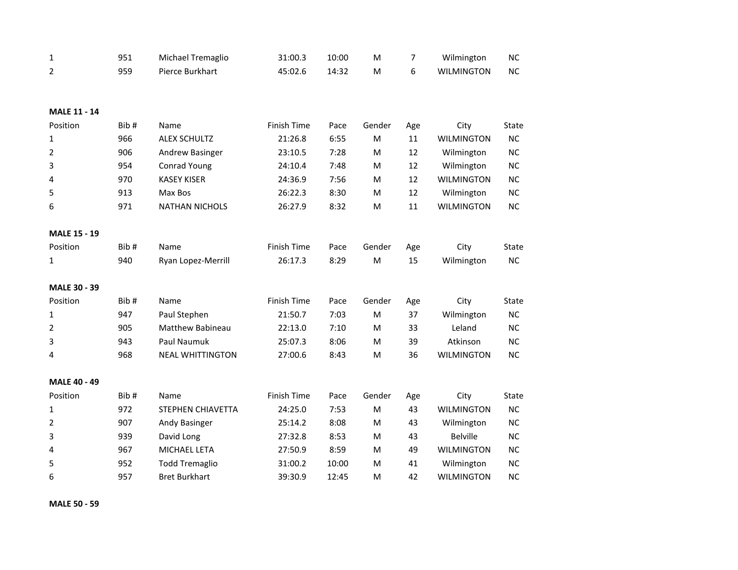| | | | | | | | | |
|---|---|---|---|---|---|---|---|---|
| 1 | 951 | Michael Tremaglio | 31:00.3 | 10:00 | M | 7 | Wilmington | NC |
| 2 | 959 | Pierce Burkhart | 45:02.6 | 14:32 | M | 6 | WILMINGTON | NC |

**MALE 11 - 14**

| Position | Bib # | Name | Finish Time | Pace | Gender | Age | City | State |
|---|---|---|---|---|---|---|---|---|
| 1 | 966 | ALEX SCHULTZ | 21:26.8 | 6:55 | M | 11 | WILMINGTON | NC |
| 2 | 906 | Andrew Basinger | 23:10.5 | 7:28 | M | 12 | Wilmington | NC |
| 3 | 954 | Conrad Young | 24:10.4 | 7:48 | M | 12 | Wilmington | NC |
| 4 | 970 | KASEY KISER | 24:36.9 | 7:56 | M | 12 | WILMINGTON | NC |
| 5 | 913 | Max Bos | 26:22.3 | 8:30 | M | 12 | Wilmington | NC |
| 6 | 971 | NATHAN NICHOLS | 26:27.9 | 8:32 | M | 11 | WILMINGTON | NC |

**MALE 15 - 19**

| Position | Bib # | Name | Finish Time | Pace | Gender | Age | City | State |
|---|---|---|---|---|---|---|---|---|
| 1 | 940 | Ryan Lopez-Merrill | 26:17.3 | 8:29 | M | 15 | Wilmington | NC |

**MALE 30 - 39**

| Position | Bib # | Name | Finish Time | Pace | Gender | Age | City | State |
|---|---|---|---|---|---|---|---|---|
| 1 | 947 | Paul Stephen | 21:50.7 | 7:03 | M | 37 | Wilmington | NC |
| 2 | 905 | Matthew Babineau | 22:13.0 | 7:10 | M | 33 | Leland | NC |
| 3 | 943 | Paul Naumuk | 25:07.3 | 8:06 | M | 39 | Atkinson | NC |
| 4 | 968 | NEAL WHITTINGTON | 27:00.6 | 8:43 | M | 36 | WILMINGTON | NC |

**MALE 40 - 49**

| Position | Bib # | Name | Finish Time | Pace | Gender | Age | City | State |
|---|---|---|---|---|---|---|---|---|
| 1 | 972 | STEPHEN CHIAVETTA | 24:25.0 | 7:53 | M | 43 | WILMINGTON | NC |
| 2 | 907 | Andy Basinger | 25:14.2 | 8:08 | M | 43 | Wilmington | NC |
| 3 | 939 | David Long | 27:32.8 | 8:53 | M | 43 | Belville | NC |
| 4 | 967 | MICHAEL LETA | 27:50.9 | 8:59 | M | 49 | WILMINGTON | NC |
| 5 | 952 | Todd Tremaglio | 31:00.2 | 10:00 | M | 41 | Wilmington | NC |
| 6 | 957 | Bret Burkhart | 39:30.9 | 12:45 | M | 42 | WILMINGTON | NC |

**MALE 50 - 59**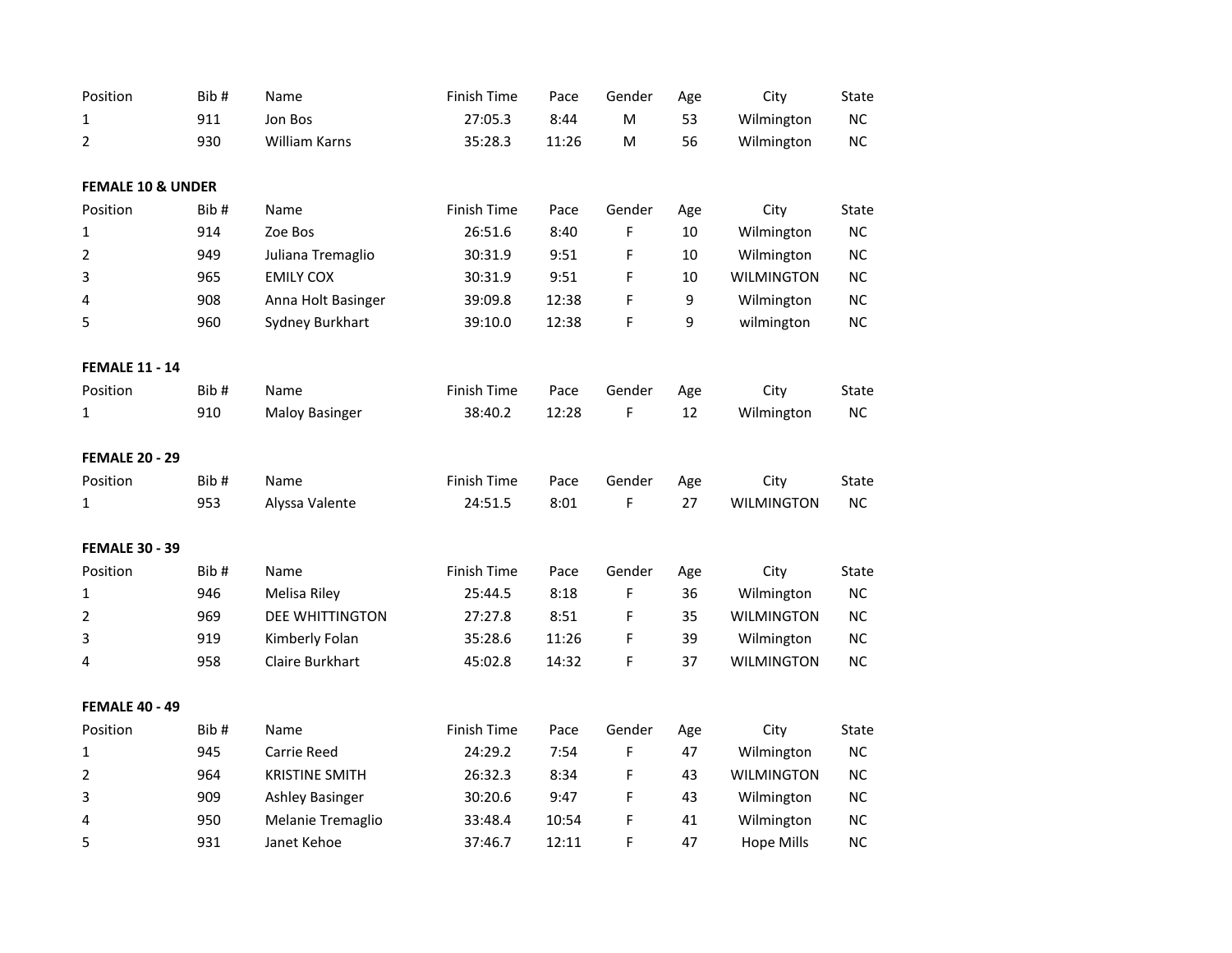| Position | Bib # | Name | Finish Time | Pace | Gender | Age | City | State |
|---|---|---|---|---|---|---|---|---|
| 1 | 911 | Jon Bos | 27:05.3 | 8:44 | M | 53 | Wilmington | NC |
| 2 | 930 | William Karns | 35:28.3 | 11:26 | M | 56 | Wilmington | NC |

**FEMALE 10 & UNDER**

| Position | Bib # | Name | Finish Time | Pace | Gender | Age | City | State |
|---|---|---|---|---|---|---|---|---|
| 1 | 914 | Zoe Bos | 26:51.6 | 8:40 | F | 10 | Wilmington | NC |
| 2 | 949 | Juliana Tremaglio | 30:31.9 | 9:51 | F | 10 | Wilmington | NC |
| 3 | 965 | EMILY COX | 30:31.9 | 9:51 | F | 10 | WILMINGTON | NC |
| 4 | 908 | Anna Holt Basinger | 39:09.8 | 12:38 | F | 9 | Wilmington | NC |
| 5 | 960 | Sydney Burkhart | 39:10.0 | 12:38 | F | 9 | wilmington | NC |

**FEMALE 11 - 14**

| Position | Bib # | Name | Finish Time | Pace | Gender | Age | City | State |
|---|---|---|---|---|---|---|---|---|
| 1 | 910 | Maloy Basinger | 38:40.2 | 12:28 | F | 12 | Wilmington | NC |

**FEMALE 20 - 29**

| Position | Bib # | Name | Finish Time | Pace | Gender | Age | City | State |
|---|---|---|---|---|---|---|---|---|
| 1 | 953 | Alyssa Valente | 24:51.5 | 8:01 | F | 27 | WILMINGTON | NC |

**FEMALE 30 - 39**

| Position | Bib # | Name | Finish Time | Pace | Gender | Age | City | State |
|---|---|---|---|---|---|---|---|---|
| 1 | 946 | Melisa Riley | 25:44.5 | 8:18 | F | 36 | Wilmington | NC |
| 2 | 969 | DEE WHITTINGTON | 27:27.8 | 8:51 | F | 35 | WILMINGTON | NC |
| 3 | 919 | Kimberly Folan | 35:28.6 | 11:26 | F | 39 | Wilmington | NC |
| 4 | 958 | Claire Burkhart | 45:02.8 | 14:32 | F | 37 | WILMINGTON | NC |

**FEMALE 40 - 49**

| Position | Bib # | Name | Finish Time | Pace | Gender | Age | City | State |
|---|---|---|---|---|---|---|---|---|
| 1 | 945 | Carrie Reed | 24:29.2 | 7:54 | F | 47 | Wilmington | NC |
| 2 | 964 | KRISTINE SMITH | 26:32.3 | 8:34 | F | 43 | WILMINGTON | NC |
| 3 | 909 | Ashley Basinger | 30:20.6 | 9:47 | F | 43 | Wilmington | NC |
| 4 | 950 | Melanie Tremaglio | 33:48.4 | 10:54 | F | 41 | Wilmington | NC |
| 5 | 931 | Janet Kehoe | 37:46.7 | 12:11 | F | 47 | Hope Mills | NC |